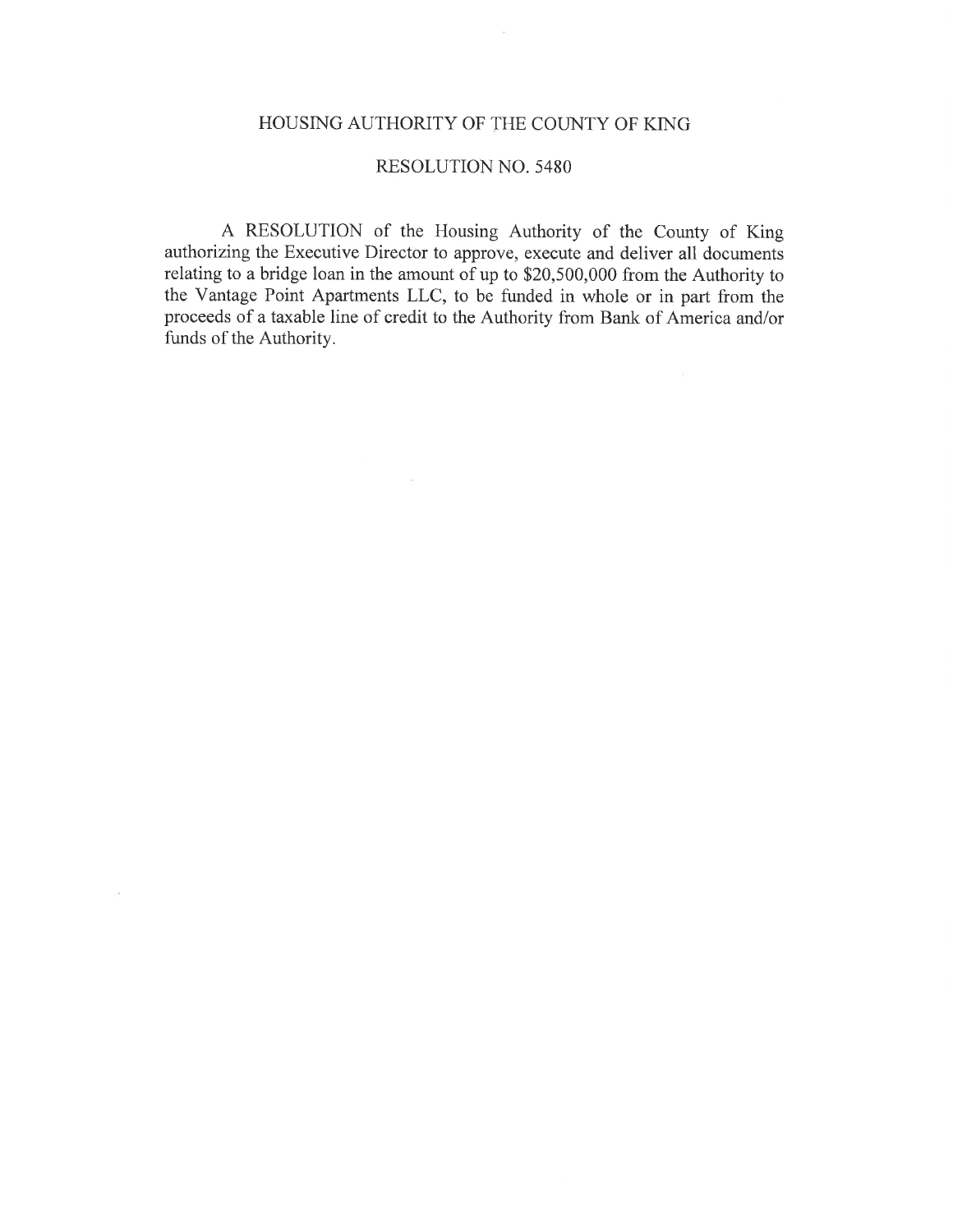# HOUSING AUTHORITY OF THE COUNTY OF KING

## RESOLUTION NO. 5480

A RESOLUTION of the Housing Authority of the County of King authorizing the Executive Director to approve, execute and deliver all documents relating to a bridge loan in the amount of up to $20,500,000 from the Authority to the Vantage Point Apartments LLC, to be funded in whole or in part from the proceeds of a taxable line of credit to the Authority from Bank of America and/or funds of the Authority.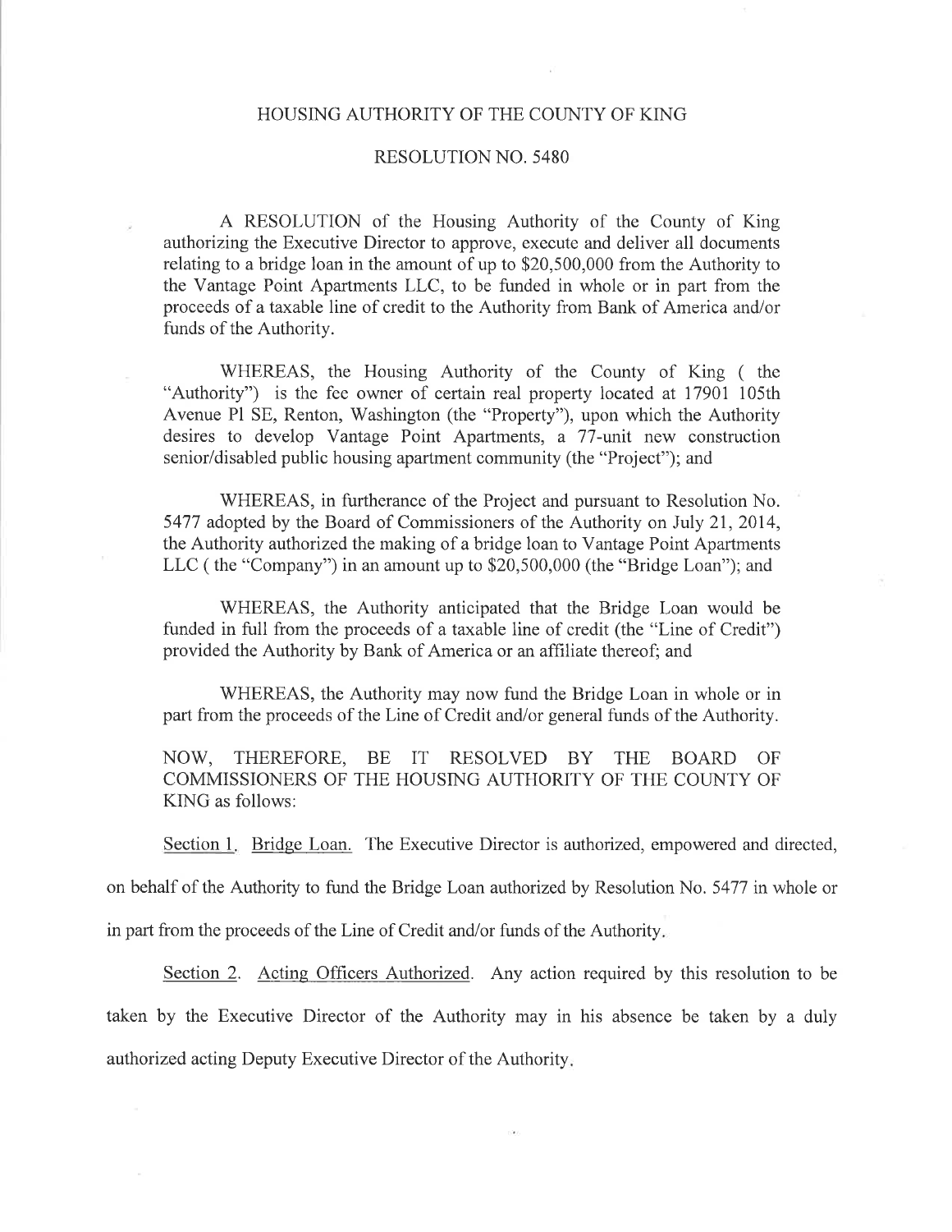HOUSING AUTHORITY OF THE COUNTY OF KING

RESOLUTION NO. 5480

A RESOLUTION of the Housing Authority of the County of King authorizing the Executive Director to approve, execute and deliver all documents relating to a bridge loan in the amount of up to $20,500,000 from the Authority to the Vantage Point Apartments LLC, to be funded in whole or in part from the proceeds of a taxable line of credit to the Authority from Bank of America and/or funds of the Authority.

WHEREAS, the Housing Authority of the County of King ( the "Authority") is the fee owner of certain real property located at 17901 105th Avenue Pl SE, Renton, Washington (the "Property"), upon which the Authority desires to develop Vantage Point Apartments, a 77-unit new construction senior/disabled public housing apartment community (the "Project"); and

WHEREAS, in furtherance of the Project and pursuant to Resolution No. 5477 adopted by the Board of Commissioners of the Authority on July 21, 2014, the Authority authorized the making of a bridge loan to Vantage Point Apartments LLC ( the "Company") in an amount up to $20,500,000 (the "Bridge Loan"); and

WHEREAS, the Authority anticipated that the Bridge Loan would be funded in full from the proceeds of a taxable line of credit (the "Line of Credit") provided the Authority by Bank of America or an affiliate thereof; and

WHEREAS, the Authority may now fund the Bridge Loan in whole or in part from the proceeds of the Line of Credit and/or general funds of the Authority.

NOW, THEREFORE, BE IT RESOLVED BY THE BOARD OF COMMISSIONERS OF THE HOUSING AUTHORITY OF THE COUNTY OF KING as follows:

Section 1. Bridge Loan. The Executive Director is authorized, empowered and directed, on behalf of the Authority to fund the Bridge Loan authorized by Resolution No. 5477 in whole or in part from the proceeds of the Line of Credit and/or funds of the Authority.

Section 2. Acting Officers Authorized. Any action required by this resolution to be taken by the Executive Director of the Authority may in his absence be taken by a duly authorized acting Deputy Executive Director of the Authority.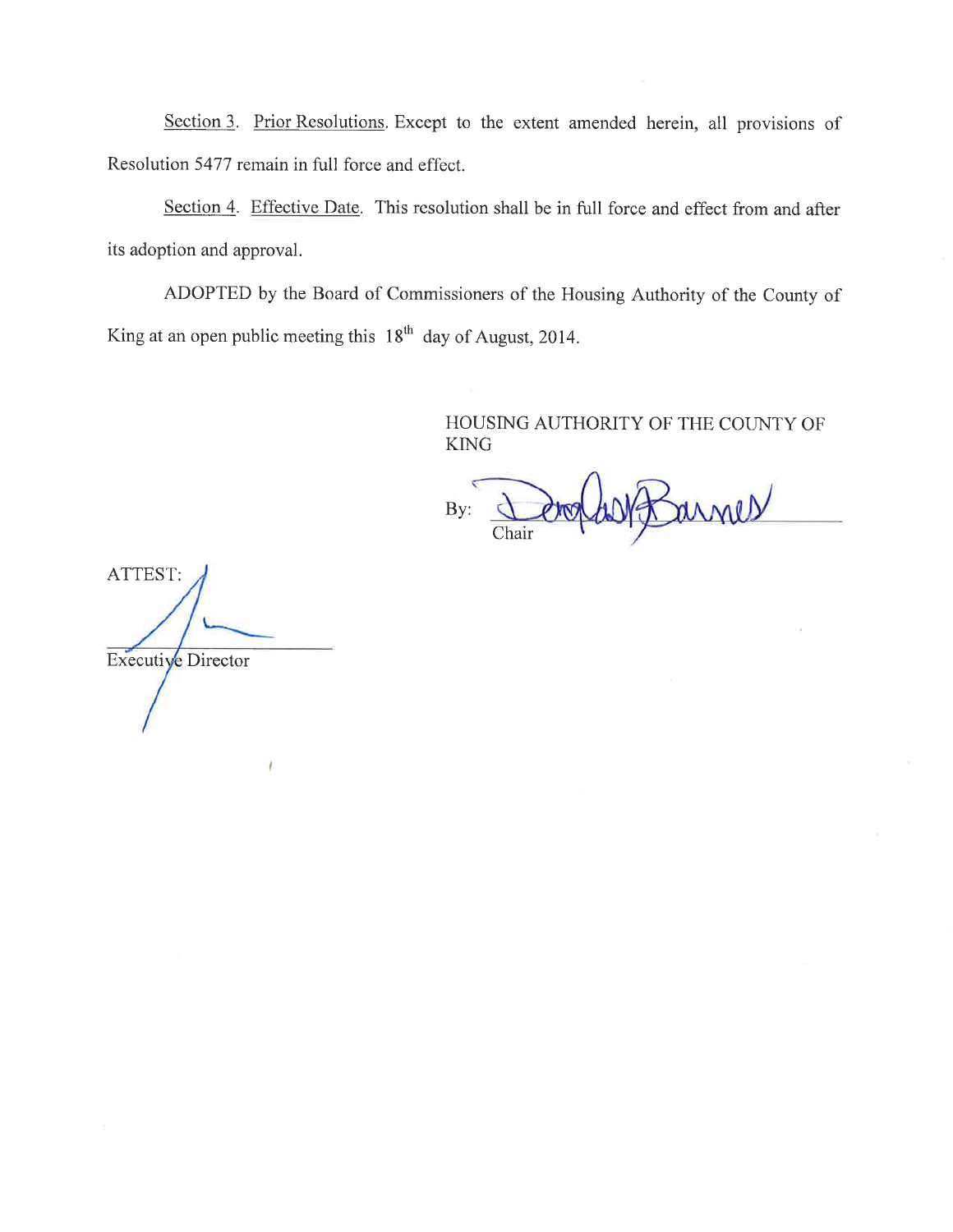Section 3. Prior Resolutions. Except to the extent amended herein, all provisions of Resolution 5477 remain in full force and effect.

Section 4. Effective Date. This resolution shall be in full force and effect from and after its adoption and approval.

ADOPTED by the Board of Commissioners of the Housing Authority of the County of King at an open public meeting this 18th day of August, 2014.

HOUSING AUTHORITY OF THE COUNTY OF KING

By: ______________________
Chair

ATTEST:

______________________
Executive Director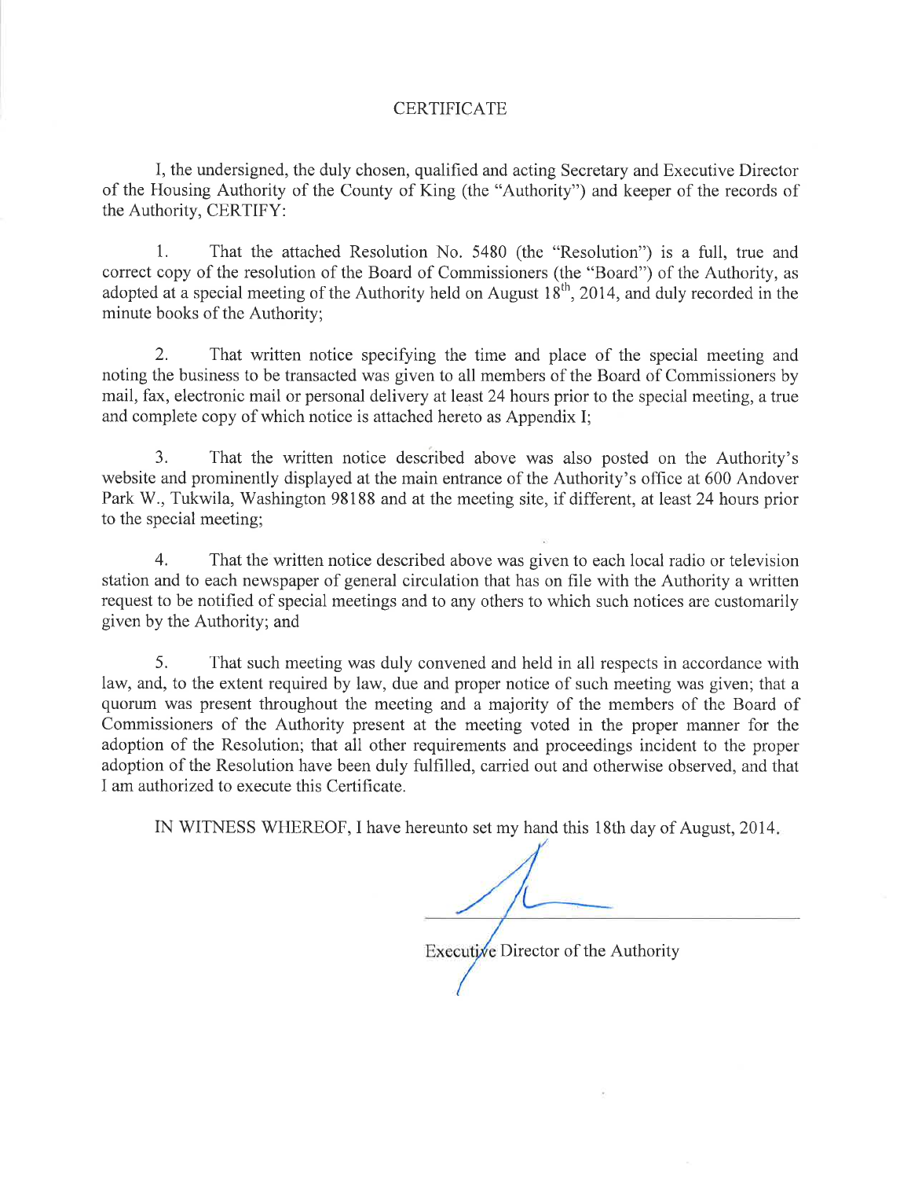# CERTIFICATE

I, the undersigned, the duly chosen, qualified and acting Secretary and Executive Director of the Housing Authority of the County of King (the "Authority") and keeper of the records of the Authority, CERTIFY:

1. That the attached Resolution No. 5480 (the "Resolution") is a full, true and correct copy of the resolution of the Board of Commissioners (the "Board") of the Authority, as adopted at a special meeting of the Authority held on August 18th, 2014, and duly recorded in the minute books of the Authority;

2. That written notice specifying the time and place of the special meeting and noting the business to be transacted was given to all members of the Board of Commissioners by mail, fax, electronic mail or personal delivery at least 24 hours prior to the special meeting, a true and complete copy of which notice is attached hereto as Appendix I;

3. That the written notice described above was also posted on the Authority's website and prominently displayed at the main entrance of the Authority's office at 600 Andover Park W., Tukwila, Washington 98188 and at the meeting site, if different, at least 24 hours prior to the special meeting;

4. That the written notice described above was given to each local radio or television station and to each newspaper of general circulation that has on file with the Authority a written request to be notified of special meetings and to any others to which such notices are customarily given by the Authority; and

5. That such meeting was duly convened and held in all respects in accordance with law, and, to the extent required by law, due and proper notice of such meeting was given; that a quorum was present throughout the meeting and a majority of the members of the Board of Commissioners of the Authority present at the meeting voted in the proper manner for the adoption of the Resolution; that all other requirements and proceedings incident to the proper adoption of the Resolution have been duly fulfilled, carried out and otherwise observed, and that I am authorized to execute this Certificate.

IN WITNESS WHEREOF, I have hereunto set my hand this 18th day of August, 2014.

Executive Director of the Authority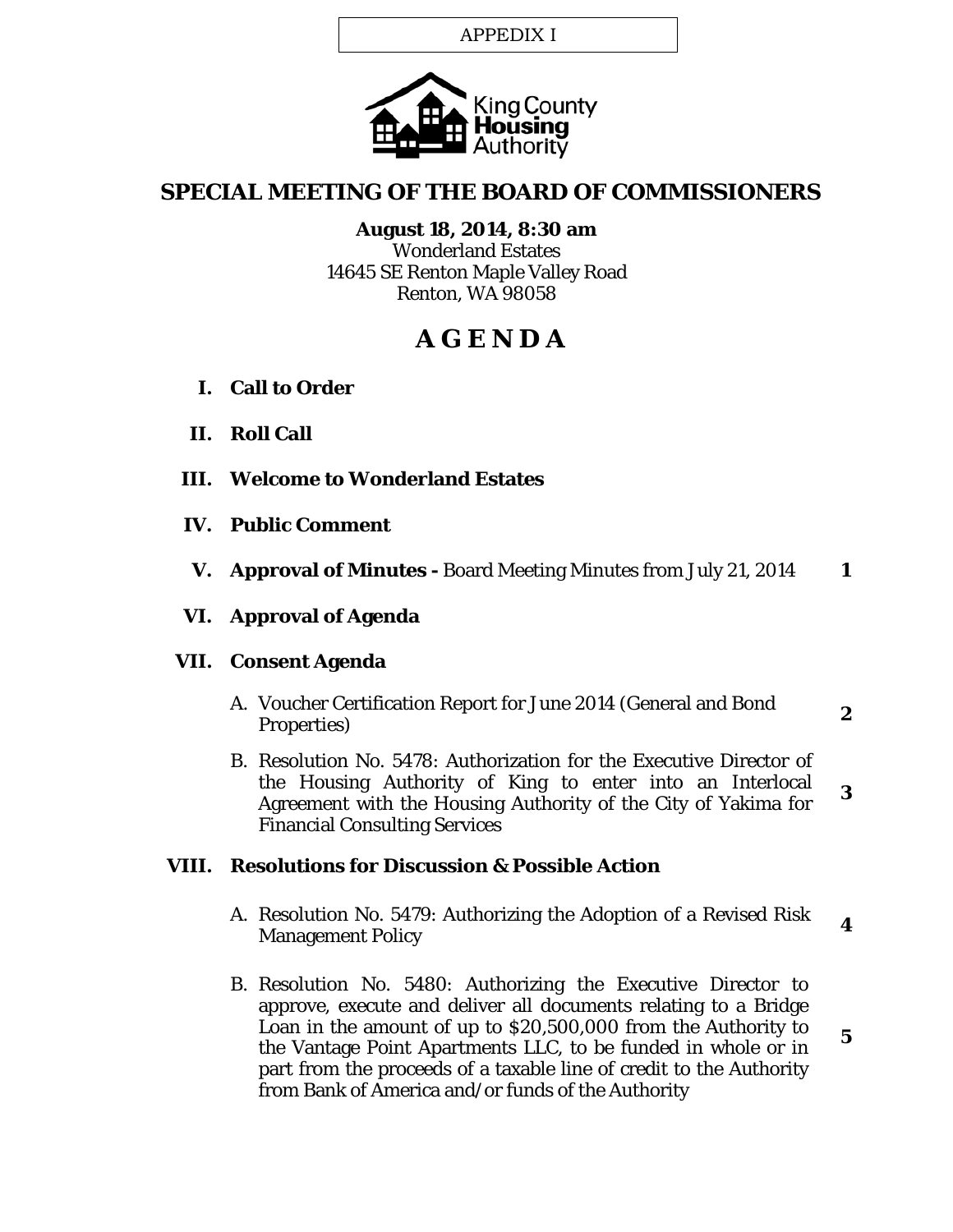APPEDIX I

King County Housing Authority

# SPECIAL MEETING OF THE BOARD OF COMMISSIONERS

**August 18, 2014, 8:30 am**
Wonderland Estates
14645 SE Renton Maple Valley Road
Renton, WA 98058

# A G E N D A

**I. Call to Order**

**II. Roll Call**

**III. Welcome to Wonderland Estates**

**IV. Public Comment**

**V. Approval of Minutes -** Board Meeting Minutes from July 21, 2014 **1**

**VI. Approval of Agenda**

**VII. Consent Agenda**

A. Voucher Certification Report for June 2014 (General and Bond Properties) **2**

B. Resolution No. 5478: Authorization for the Executive Director of the Housing Authority of King to enter into an Interlocal Agreement with the Housing Authority of the City of Yakima for Financial Consulting Services **3**

**VIII. Resolutions for Discussion & Possible Action**

A. Resolution No. 5479: Authorizing the Adoption of a Revised Risk Management Policy **4**

B. Resolution No. 5480: Authorizing the Executive Director to approve, execute and deliver all documents relating to a Bridge Loan in the amount of up to $20,500,000 from the Authority to the Vantage Point Apartments LLC, to be funded in whole or in part from the proceeds of a taxable line of credit to the Authority from Bank of America and/or funds of the Authority **5**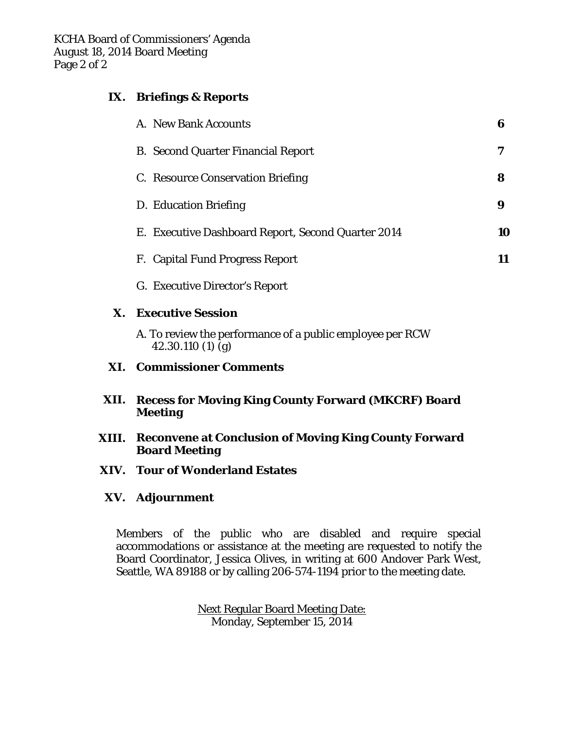## IX. Briefings & Reports

| | |
|---|---|
| A. New Bank Accounts | **6** |
| B. Second Quarter Financial Report | **7** |
| C. Resource Conservation Briefing | **8** |
| D. Education Briefing | **9** |
| E. Executive Dashboard Report, Second Quarter 2014 | **10** |
| F. Capital Fund Progress Report | **11** |
| G. Executive Director's Report | |

## X. Executive Session

A. To review the performance of a public employee per RCW 42.30.110 (1) (g)

## XI. Commissioner Comments

## XII. Recess for Moving King County Forward (MKCRF) Board Meeting

## XIII. Reconvene at Conclusion of Moving King County Forward Board Meeting

## XIV. Tour of Wonderland Estates

## XV. Adjournment

Members of the public who are disabled and require special accommodations or assistance at the meeting are requested to notify the Board Coordinator, Jessica Olives, in writing at 600 Andover Park West, Seattle, WA 89188 or by calling 206-574-1194 prior to the meeting date.

Next Regular Board Meeting Date:
Monday, September 15, 2014